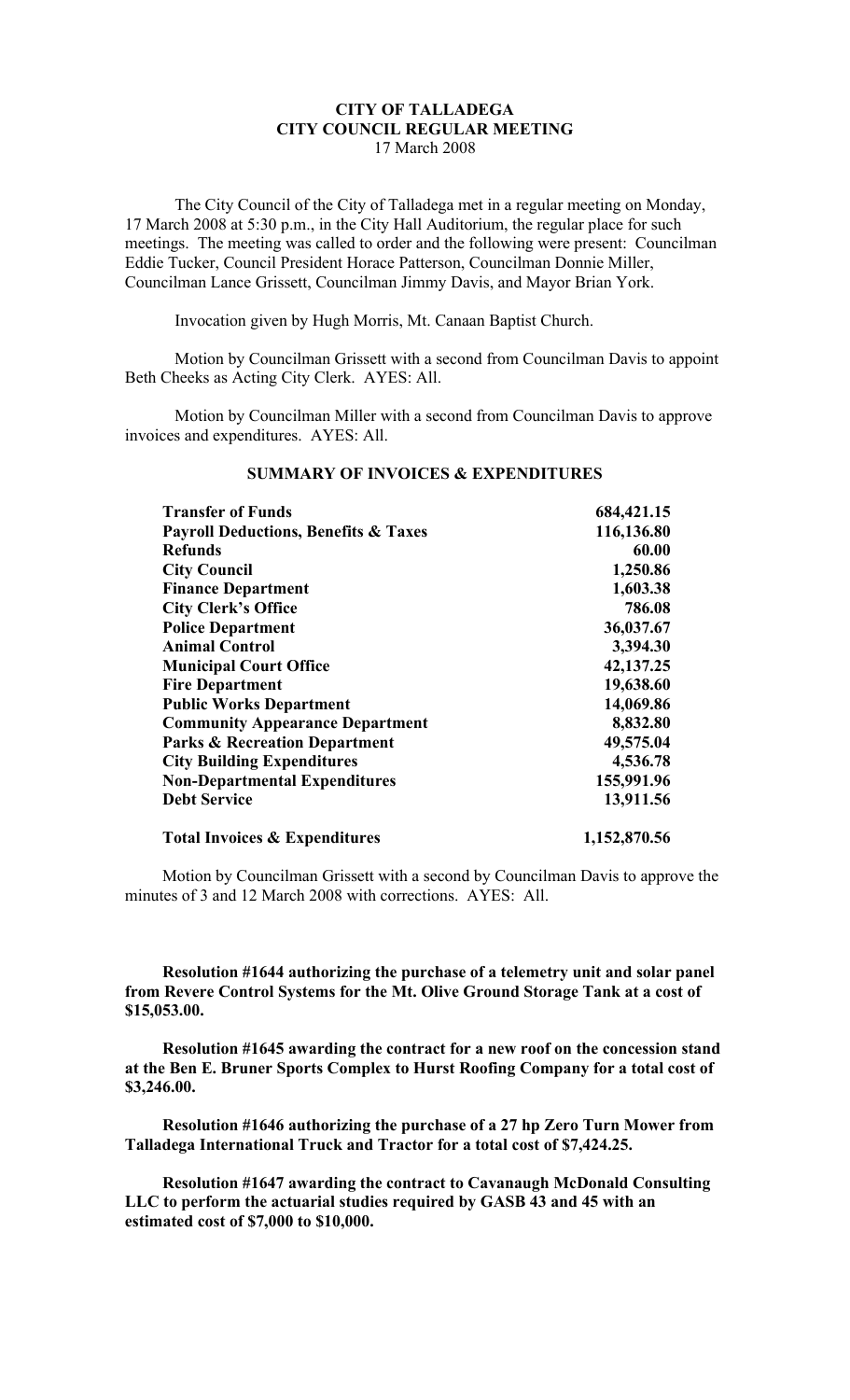# CITY OF TALLADEGA
## CITY COUNCIL REGULAR MEETING
17 March 2008

The City Council of the City of Talladega met in a regular meeting on Monday, 17 March 2008 at 5:30 p.m., in the City Hall Auditorium, the regular place for such meetings. The meeting was called to order and the following were present: Councilman Eddie Tucker, Council President Horace Patterson, Councilman Donnie Miller, Councilman Lance Grissett, Councilman Jimmy Davis, and Mayor Brian York.

Invocation given by Hugh Morris, Mt. Canaan Baptist Church.

Motion by Councilman Grissett with a second from Councilman Davis to appoint Beth Cheeks as Acting City Clerk. AYES: All.

Motion by Councilman Miller with a second from Councilman Davis to approve invoices and expenditures. AYES: All.

### SUMMARY OF INVOICES & EXPENDITURES

| | |
|---|---|
| **Transfer of Funds** | **684,421.15** |
| **Payroll Deductions, Benefits & Taxes** | **116,136.80** |
| **Refunds** | **60.00** |
| **City Council** | **1,250.86** |
| **Finance Department** | **1,603.38** |
| **City Clerk's Office** | **786.08** |
| **Police Department** | **36,037.67** |
| **Animal Control** | **3,394.30** |
| **Municipal Court Office** | **42,137.25** |
| **Fire Department** | **19,638.60** |
| **Public Works Department** | **14,069.86** |
| **Community Appearance Department** | **8,832.80** |
| **Parks & Recreation Department** | **49,575.04** |
| **City Building Expenditures** | **4,536.78** |
| **Non-Departmental Expenditures** | **155,991.96** |
| **Debt Service** | **13,911.56** |
| **Total Invoices & Expenditures** | **1,152,870.56** |

Motion by Councilman Grissett with a second by Councilman Davis to approve the minutes of 3 and 12 March 2008 with corrections. AYES: All.

**Resolution #1644 authorizing the purchase of a telemetry unit and solar panel from Revere Control Systems for the Mt. Olive Ground Storage Tank at a cost of $15,053.00.**

**Resolution #1645 awarding the contract for a new roof on the concession stand at the Ben E. Bruner Sports Complex to Hurst Roofing Company for a total cost of $3,246.00.**

**Resolution #1646 authorizing the purchase of a 27 hp Zero Turn Mower from Talladega International Truck and Tractor for a total cost of $7,424.25.**

**Resolution #1647 awarding the contract to Cavanaugh McDonald Consulting LLC to perform the actuarial studies required by GASB 43 and 45 with an estimated cost of $7,000 to $10,000.**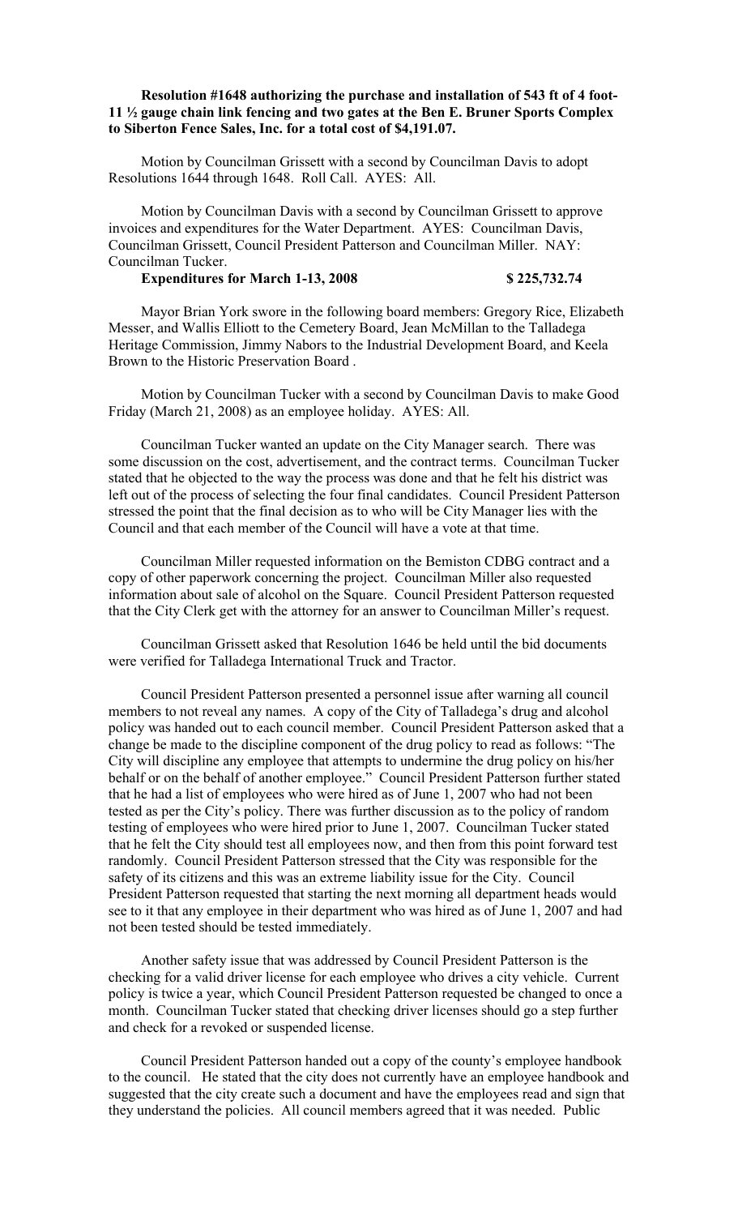**Resolution #1648 authorizing the purchase and installation of 543 ft of 4 foot-11 ½ gauge chain link fencing and two gates at the Ben E. Bruner Sports Complex to Siberton Fence Sales, Inc. for a total cost of $4,191.07.**

Motion by Councilman Grissett with a second by Councilman Davis to adopt Resolutions 1644 through 1648. Roll Call. AYES: All.

Motion by Councilman Davis with a second by Councilman Grissett to approve invoices and expenditures for the Water Department. AYES: Councilman Davis, Councilman Grissett, Council President Patterson and Councilman Miller. NAY: Councilman Tucker.

**Expenditures for March 1-13, 2008 $ 225,732.74**

Mayor Brian York swore in the following board members: Gregory Rice, Elizabeth Messer, and Wallis Elliott to the Cemetery Board, Jean McMillan to the Talladega Heritage Commission, Jimmy Nabors to the Industrial Development Board, and Keela Brown to the Historic Preservation Board .

Motion by Councilman Tucker with a second by Councilman Davis to make Good Friday (March 21, 2008) as an employee holiday. AYES: All.

Councilman Tucker wanted an update on the City Manager search. There was some discussion on the cost, advertisement, and the contract terms. Councilman Tucker stated that he objected to the way the process was done and that he felt his district was left out of the process of selecting the four final candidates. Council President Patterson stressed the point that the final decision as to who will be City Manager lies with the Council and that each member of the Council will have a vote at that time.

Councilman Miller requested information on the Bemiston CDBG contract and a copy of other paperwork concerning the project. Councilman Miller also requested information about sale of alcohol on the Square. Council President Patterson requested that the City Clerk get with the attorney for an answer to Councilman Miller's request.

Councilman Grissett asked that Resolution 1646 be held until the bid documents were verified for Talladega International Truck and Tractor.

Council President Patterson presented a personnel issue after warning all council members to not reveal any names. A copy of the City of Talladega's drug and alcohol policy was handed out to each council member. Council President Patterson asked that a change be made to the discipline component of the drug policy to read as follows: "The City will discipline any employee that attempts to undermine the drug policy on his/her behalf or on the behalf of another employee." Council President Patterson further stated that he had a list of employees who were hired as of June 1, 2007 who had not been tested as per the City's policy. There was further discussion as to the policy of random testing of employees who were hired prior to June 1, 2007. Councilman Tucker stated that he felt the City should test all employees now, and then from this point forward test randomly. Council President Patterson stressed that the City was responsible for the safety of its citizens and this was an extreme liability issue for the City. Council President Patterson requested that starting the next morning all department heads would see to it that any employee in their department who was hired as of June 1, 2007 and had not been tested should be tested immediately.

Another safety issue that was addressed by Council President Patterson is the checking for a valid driver license for each employee who drives a city vehicle. Current policy is twice a year, which Council President Patterson requested be changed to once a month. Councilman Tucker stated that checking driver licenses should go a step further and check for a revoked or suspended license.

Council President Patterson handed out a copy of the county's employee handbook to the council. He stated that the city does not currently have an employee handbook and suggested that the city create such a document and have the employees read and sign that they understand the policies. All council members agreed that it was needed. Public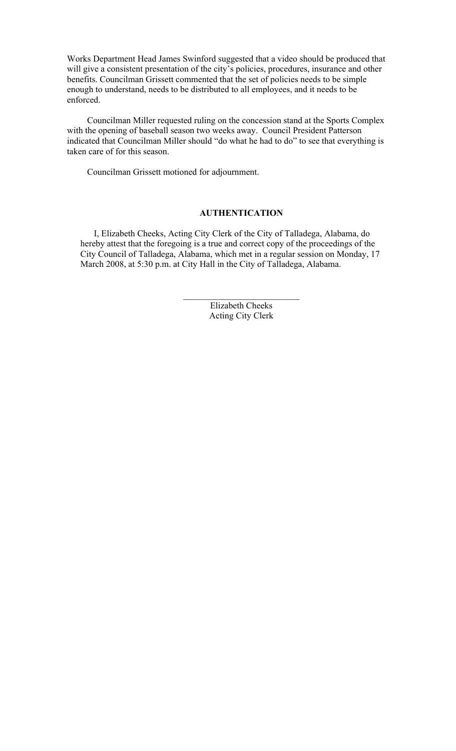Works Department Head James Swinford suggested that a video should be produced that will give a consistent presentation of the city's policies, procedures, insurance and other benefits. Councilman Grissett commented that the set of policies needs to be simple enough to understand, needs to be distributed to all employees, and it needs to be enforced.

Councilman Miller requested ruling on the concession stand at the Sports Complex with the opening of baseball season two weeks away. Council President Patterson indicated that Councilman Miller should "do what he had to do" to see that everything is taken care of for this season.

Councilman Grissett motioned for adjournment.

**AUTHENTICATION**

I, Elizabeth Cheeks, Acting City Clerk of the City of Talladega, Alabama, do hereby attest that the foregoing is a true and correct copy of the proceedings of the City Council of Talladega, Alabama, which met in a regular session on Monday, 17 March 2008, at 5:30 p.m. at City Hall in the City of Talladega, Alabama.

\_\_\_\_\_\_\_\_\_\_\_\_\_\_\_\_\_\_\_\_\_\_\_\_\_\_\_

Elizabeth Cheeks
Acting City Clerk